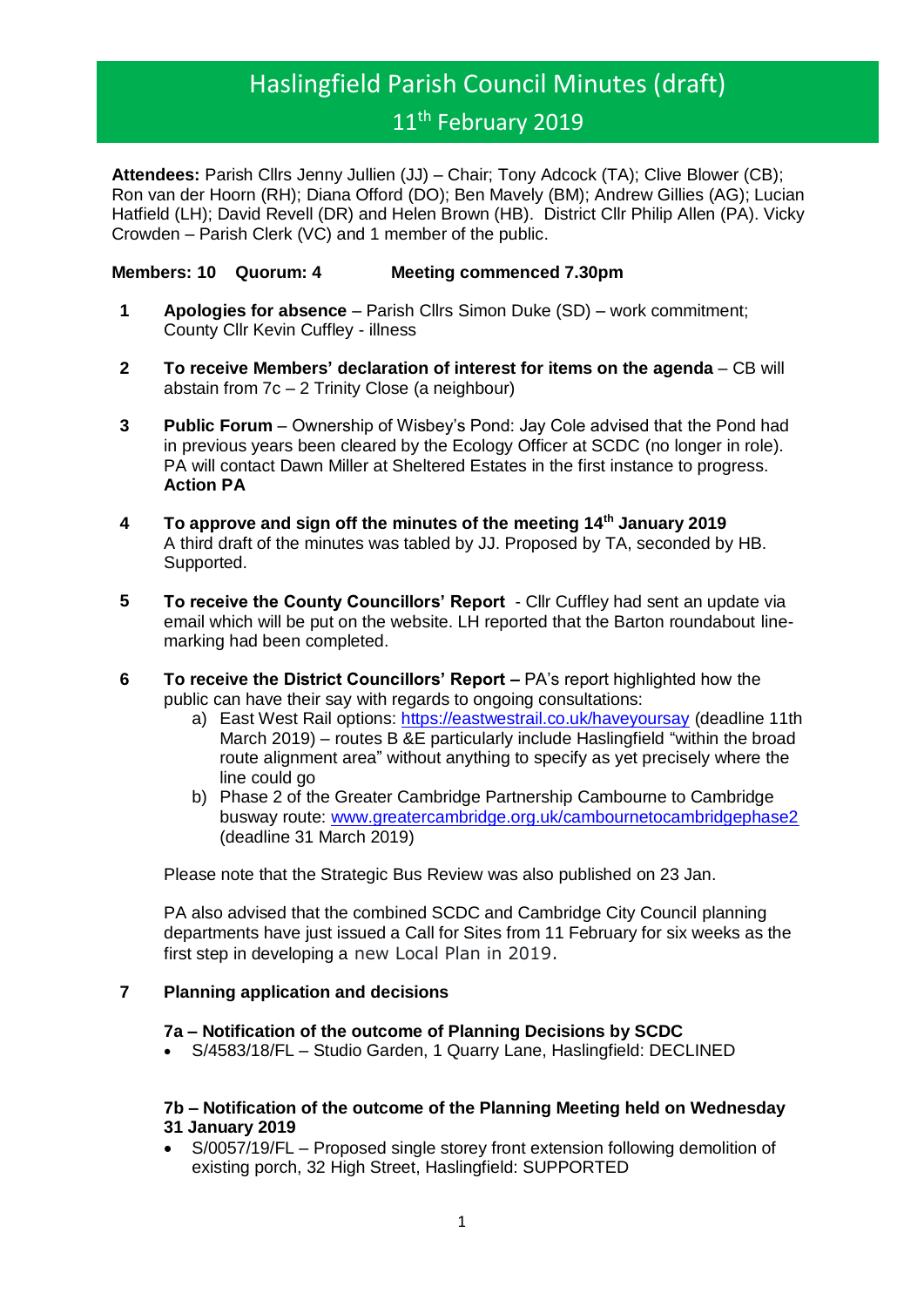# Haslingfield Parish Council Minutes (draft)

## 11th February 2019

**Attendees:** Parish Cllrs Jenny Jullien (JJ) – Chair; Tony Adcock (TA); Clive Blower (CB); Ron van der Hoorn (RH); Diana Offord (DO); Ben Mavely (BM); Andrew Gillies (AG); Lucian Hatfield (LH); David Revell (DR) and Helen Brown (HB). District Cllr Philip Allen (PA). Vicky Crowden – Parish Clerk (VC) and 1 member of the public.

**Members: 10 Quorum: 4 Meeting commenced 7.30pm**

1. **Apologies for absence** – Parish Cllrs Simon Duke (SD) – work commitment; County Cllr Kevin Cuffley - illness

2. **To receive Members' declaration of interest for items on the agenda** – CB will abstain from 7c – 2 Trinity Close (a neighbour)

3. **Public Forum** – Ownership of Wisbey's Pond: Jay Cole advised that the Pond had in previous years been cleared by the Ecology Officer at SCDC (no longer in role). PA will contact Dawn Miller at Sheltered Estates in the first instance to progress. **Action PA**

4. **To approve and sign off the minutes of the meeting 14th January 2019**
   A third draft of the minutes was tabled by JJ. Proposed by TA, seconded by HB. Supported.

5. **To receive the County Councillors' Report** - Cllr Cuffley had sent an update via email which will be put on the website. LH reported that the Barton roundabout line-marking had been completed.

6. **To receive the District Councillors' Report –** PA's report highlighted how the public can have their say with regards to ongoing consultations:
   a) East West Rail options: https://eastwestrail.co.uk/haveyoursay (deadline 11th March 2019) – routes B &E particularly include Haslingfield "within the broad route alignment area" without anything to specify as yet precisely where the line could go
   b) Phase 2 of the Greater Cambridge Partnership Cambourne to Cambridge busway route: www.greatercambridge.org.uk/cambournetocambridgephase2 (deadline 31 March 2019)

   Please note that the Strategic Bus Review was also published on 23 Jan.

   PA also advised that the combined SCDC and Cambridge City Council planning departments have just issued a Call for Sites from 11 February for six weeks as the first step in developing a new Local Plan in 2019.

7. **Planning application and decisions**

   **7a – Notification of the outcome of Planning Decisions by SCDC**
   - S/4583/18/FL – Studio Garden, 1 Quarry Lane, Haslingfield: DECLINED

   **7b – Notification of the outcome of the Planning Meeting held on Wednesday 31 January 2019**
   - S/0057/19/FL – Proposed single storey front extension following demolition of existing porch, 32 High Street, Haslingfield: SUPPORTED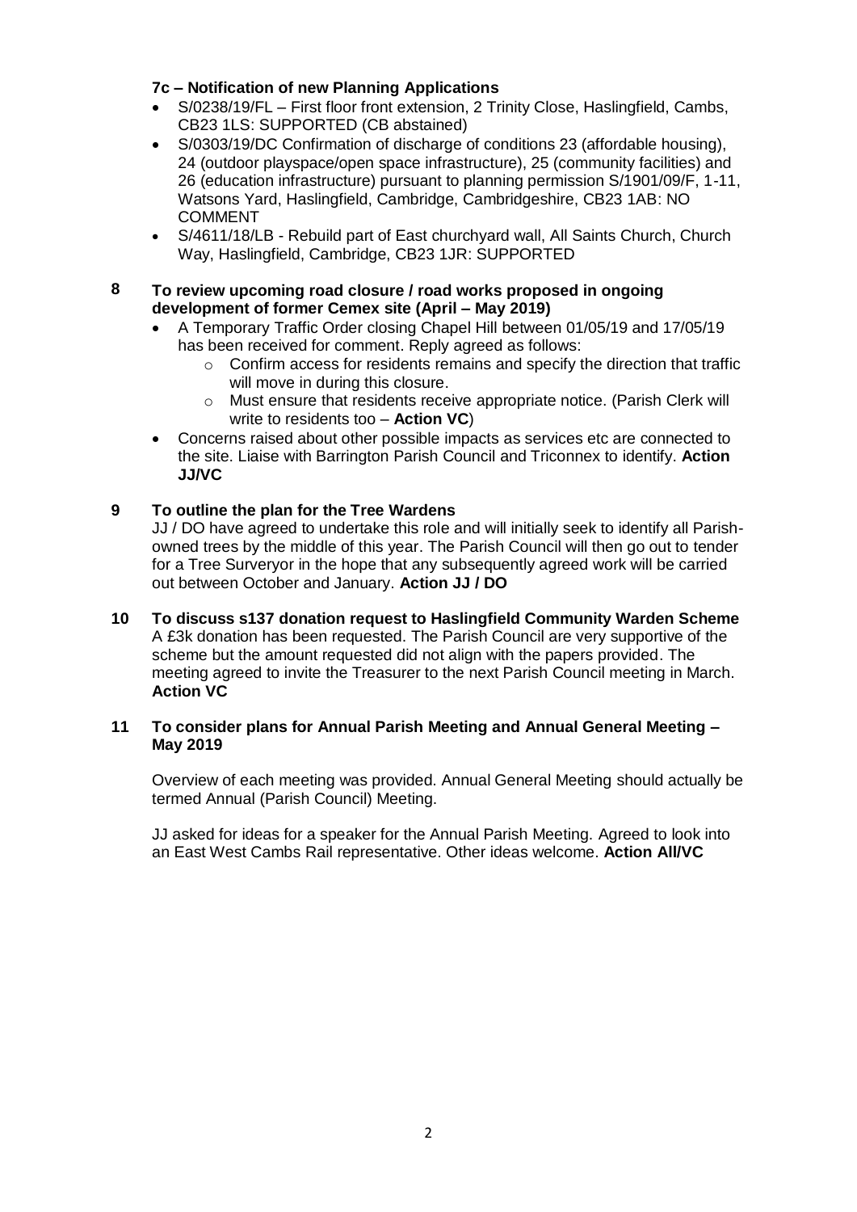### 7c – Notification of new Planning Applications

- S/0238/19/FL – First floor front extension, 2 Trinity Close, Haslingfield, Cambs, CB23 1LS: SUPPORTED (CB abstained)
- S/0303/19/DC Confirmation of discharge of conditions 23 (affordable housing), 24 (outdoor playspace/open space infrastructure), 25 (community facilities) and 26 (education infrastructure) pursuant to planning permission S/1901/09/F, 1-11, Watsons Yard, Haslingfield, Cambridge, Cambridgeshire, CB23 1AB: NO COMMENT
- S/4611/18/LB - Rebuild part of East churchyard wall, All Saints Church, Church Way, Haslingfield, Cambridge, CB23 1JR: SUPPORTED

## 8 To review upcoming road closure / road works proposed in ongoing development of former Cemex site (April – May 2019)

- A Temporary Traffic Order closing Chapel Hill between 01/05/19 and 17/05/19 has been received for comment. Reply agreed as follows:
  - Confirm access for residents remains and specify the direction that traffic will move in during this closure.
  - Must ensure that residents receive appropriate notice. (Parish Clerk will write to residents too – **Action VC**)
- Concerns raised about other possible impacts as services etc are connected to the site. Liaise with Barrington Parish Council and Triconnex to identify. **Action JJ/VC**

## 9 To outline the plan for the Tree Wardens

JJ / DO have agreed to undertake this role and will initially seek to identify all Parish-owned trees by the middle of this year. The Parish Council will then go out to tender for a Tree Surveryor in the hope that any subsequently agreed work will be carried out between October and January. **Action JJ / DO**

## 10 To discuss s137 donation request to Haslingfield Community Warden Scheme

A £3k donation has been requested. The Parish Council are very supportive of the scheme but the amount requested did not align with the papers provided. The meeting agreed to invite the Treasurer to the next Parish Council meeting in March. **Action VC**

## 11 To consider plans for Annual Parish Meeting and Annual General Meeting – May 2019

Overview of each meeting was provided. Annual General Meeting should actually be termed Annual (Parish Council) Meeting.

JJ asked for ideas for a speaker for the Annual Parish Meeting. Agreed to look into an East West Cambs Rail representative. Other ideas welcome. **Action All/VC**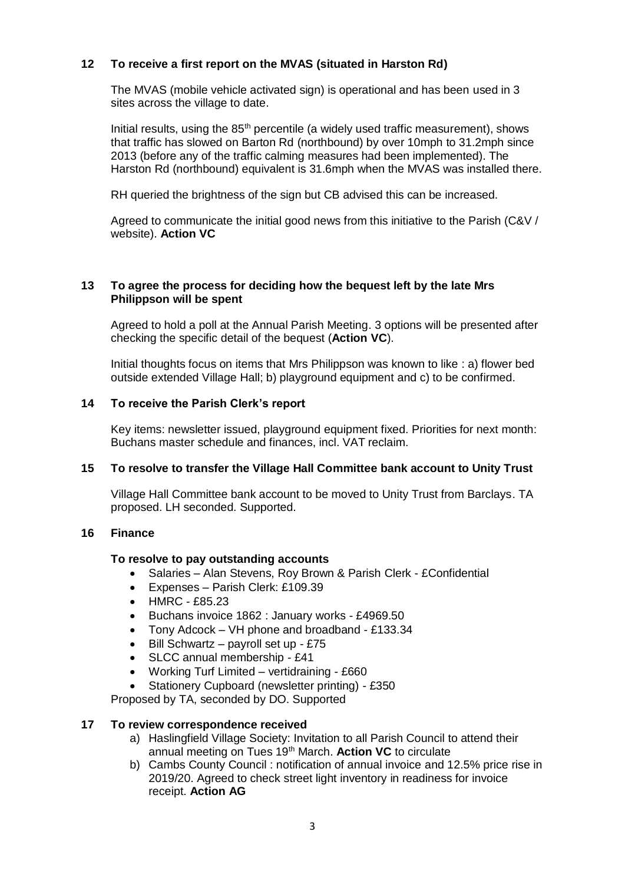## 12 To receive a first report on the MVAS (situated in Harston Rd)

The MVAS (mobile vehicle activated sign) is operational and has been used in 3 sites across the village to date.

Initial results, using the 85th percentile (a widely used traffic measurement), shows that traffic has slowed on Barton Rd (northbound) by over 10mph to 31.2mph since 2013 (before any of the traffic calming measures had been implemented). The Harston Rd (northbound) equivalent is 31.6mph when the MVAS was installed there.

RH queried the brightness of the sign but CB advised this can be increased.

Agreed to communicate the initial good news from this initiative to the Parish (C&V / website). **Action VC**

## 13 To agree the process for deciding how the bequest left by the late Mrs Philippson will be spent

Agreed to hold a poll at the Annual Parish Meeting. 3 options will be presented after checking the specific detail of the bequest (**Action VC**).

Initial thoughts focus on items that Mrs Philippson was known to like : a) flower bed outside extended Village Hall; b) playground equipment and c) to be confirmed.

## 14 To receive the Parish Clerk's report

Key items: newsletter issued, playground equipment fixed. Priorities for next month: Buchans master schedule and finances, incl. VAT reclaim.

## 15 To resolve to transfer the Village Hall Committee bank account to Unity Trust

Village Hall Committee bank account to be moved to Unity Trust from Barclays. TA proposed. LH seconded. Supported.

## 16 Finance

### To resolve to pay outstanding accounts

- Salaries – Alan Stevens, Roy Brown & Parish Clerk - £Confidential
- Expenses – Parish Clerk: £109.39
- HMRC - £85.23
- Buchans invoice 1862 : January works - £4969.50
- Tony Adcock – VH phone and broadband - £133.34
- Bill Schwartz – payroll set up - £75
- SLCC annual membership - £41
- Working Turf Limited – vertidraining - £660
- Stationery Cupboard (newsletter printing) - £350

Proposed by TA, seconded by DO. Supported

## 17 To review correspondence received

a) Haslingfield Village Society: Invitation to all Parish Council to attend their annual meeting on Tues 19th March. **Action VC** to circulate

b) Cambs County Council : notification of annual invoice and 12.5% price rise in 2019/20. Agreed to check street light inventory in readiness for invoice receipt. **Action AG**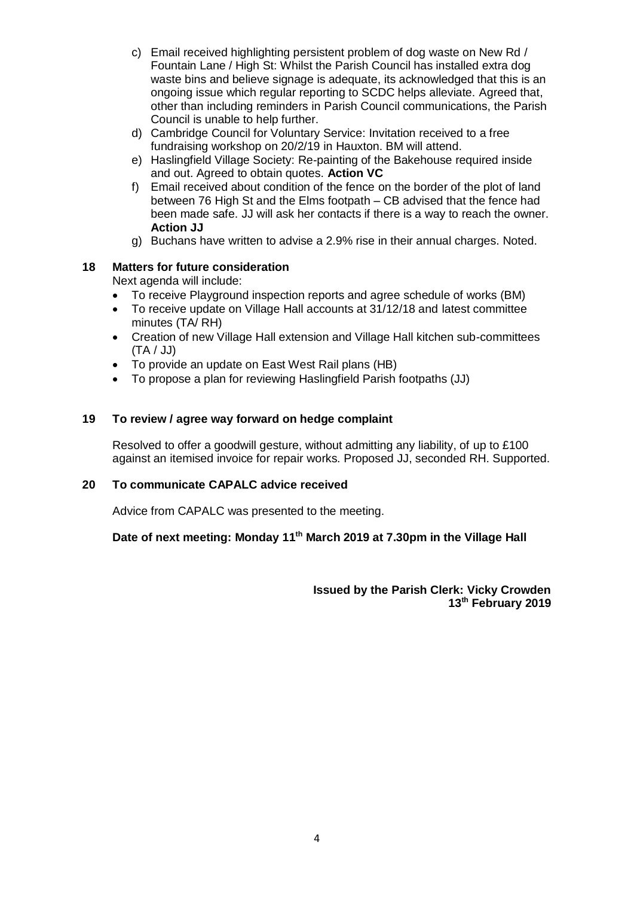c) Email received highlighting persistent problem of dog waste on New Rd / Fountain Lane / High St: Whilst the Parish Council has installed extra dog waste bins and believe signage is adequate, its acknowledged that this is an ongoing issue which regular reporting to SCDC helps alleviate. Agreed that, other than including reminders in Parish Council communications, the Parish Council is unable to help further.

d) Cambridge Council for Voluntary Service: Invitation received to a free fundraising workshop on 20/2/19 in Hauxton. BM will attend.

e) Haslingfield Village Society: Re-painting of the Bakehouse required inside and out. Agreed to obtain quotes. **Action VC**

f) Email received about condition of the fence on the border of the plot of land between 76 High St and the Elms footpath – CB advised that the fence had been made safe. JJ will ask her contacts if there is a way to reach the owner. **Action JJ**

g) Buchans have written to advise a 2.9% rise in their annual charges. Noted.

## 18 Matters for future consideration

Next agenda will include:

- To receive Playground inspection reports and agree schedule of works (BM)
- To receive update on Village Hall accounts at 31/12/18 and latest committee minutes (TA/ RH)
- Creation of new Village Hall extension and Village Hall kitchen sub-committees (TA / JJ)
- To provide an update on East West Rail plans (HB)
- To propose a plan for reviewing Haslingfield Parish footpaths (JJ)

## 19 To review / agree way forward on hedge complaint

Resolved to offer a goodwill gesture, without admitting any liability, of up to £100 against an itemised invoice for repair works. Proposed JJ, seconded RH. Supported.

## 20 To communicate CAPALC advice received

Advice from CAPALC was presented to the meeting.

**Date of next meeting: Monday 11th March 2019 at 7.30pm in the Village Hall**

**Issued by the Parish Clerk: Vicky Crowden**
**13th February 2019**